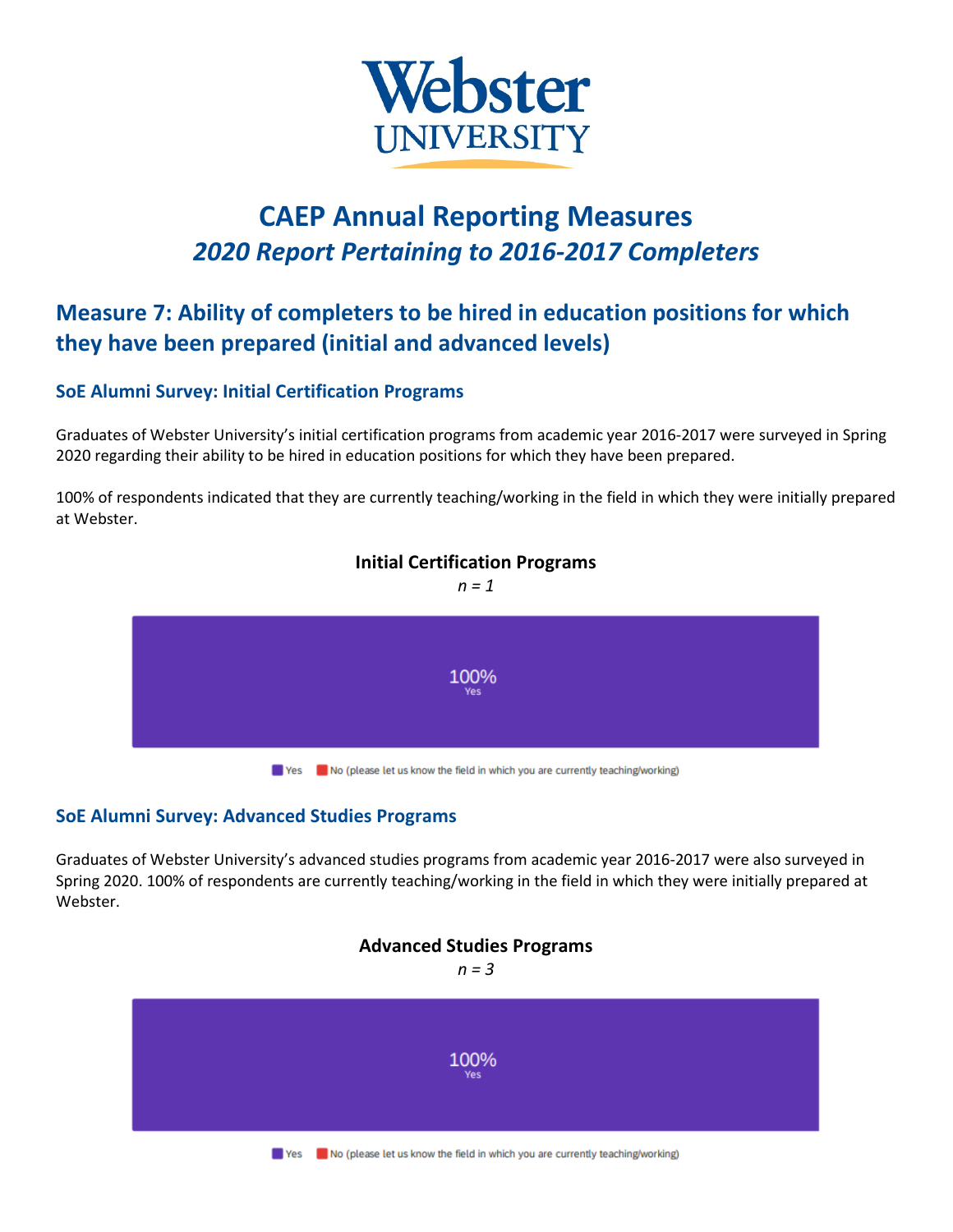Webster
UNIVERSITY

# CAEP Annual Reporting Measures

## *2020 Report Pertaining to 2016-2017 Completers*

## Measure 7: Ability of completers to be hired in education positions for which they have been prepared (initial and advanced levels)

### SoE Alumni Survey: Initial Certification Programs

Graduates of Webster University's initial certification programs from academic year 2016-2017 were surveyed in Spring 2020 regarding their ability to be hired in education positions for which they have been prepared.

100% of respondents indicated that they are currently teaching/working in the field in which they were initially prepared at Webster.

**Initial Certification Programs**

*n = 1*

100%
Yes

Yes | No (please let us know the field in which you are currently teaching/working)

### SoE Alumni Survey: Advanced Studies Programs

Graduates of Webster University's advanced studies programs from academic year 2016-2017 were also surveyed in Spring 2020. 100% of respondents are currently teaching/working in the field in which they were initially prepared at Webster.

**Advanced Studies Programs**

*n = 3*

100%
Yes

Yes | No (please let us know the field in which you are currently teaching/working)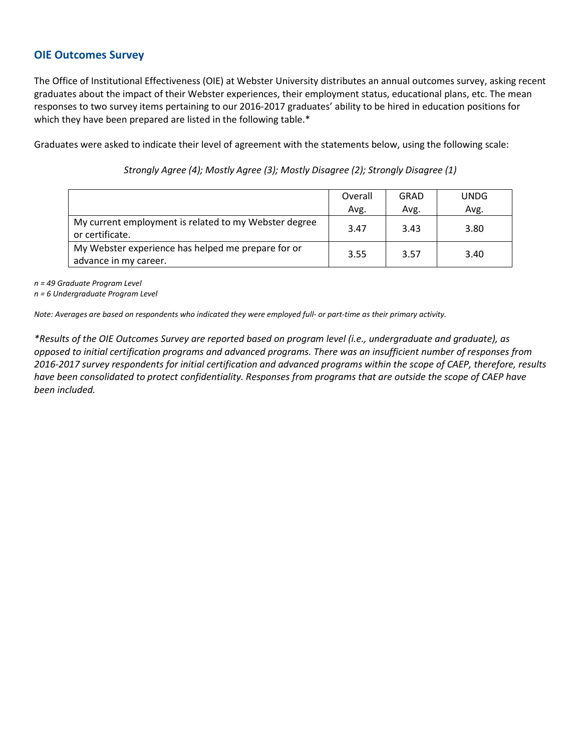## OIE Outcomes Survey

The Office of Institutional Effectiveness (OIE) at Webster University distributes an annual outcomes survey, asking recent graduates about the impact of their Webster experiences, their employment status, educational plans, etc. The mean responses to two survey items pertaining to our 2016-2017 graduates' ability to be hired in education positions for which they have been prepared are listed in the following table.*

Graduates were asked to indicate their level of agreement with the statements below, using the following scale:

*Strongly Agree (4); Mostly Agree (3); Mostly Disagree (2); Strongly Disagree (1)*

| | Overall Avg. | GRAD Avg. | UNDG Avg. |
|---|---|---|---|
| My current employment is related to my Webster degree or certificate. | 3.47 | 3.43 | 3.80 |
| My Webster experience has helped me prepare for or advance in my career. | 3.55 | 3.57 | 3.40 |

*n = 49 Graduate Program Level*
*n = 6 Undergraduate Program Level*

*Note: Averages are based on respondents who indicated they were employed full- or part-time as their primary activity.*

*\*Results of the OIE Outcomes Survey are reported based on program level (i.e., undergraduate and graduate), as opposed to initial certification programs and advanced programs. There was an insufficient number of responses from 2016-2017 survey respondents for initial certification and advanced programs within the scope of CAEP, therefore, results have been consolidated to protect confidentiality. Responses from programs that are outside the scope of CAEP have been included.*